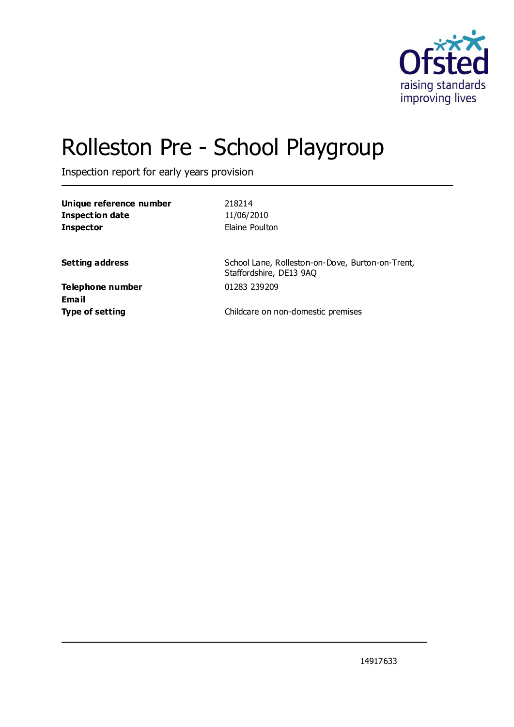# Rolleston Pre - School Playgroup

Inspection report for early years provision

| | |
|---|---|
| **Unique reference number** | 218214 |
| **Inspection date** | 11/06/2010 |
| **Inspector** | Elaine Poulton |

| | |
|---|---|
| **Setting address** | School Lane, Rolleston-on-Dove, Burton-on-Trent, Staffordshire, DE13 9AQ |
| **Telephone number** | 01283 239209 |
| **Email** | |
| **Type of setting** | Childcare on non-domestic premises |

14917633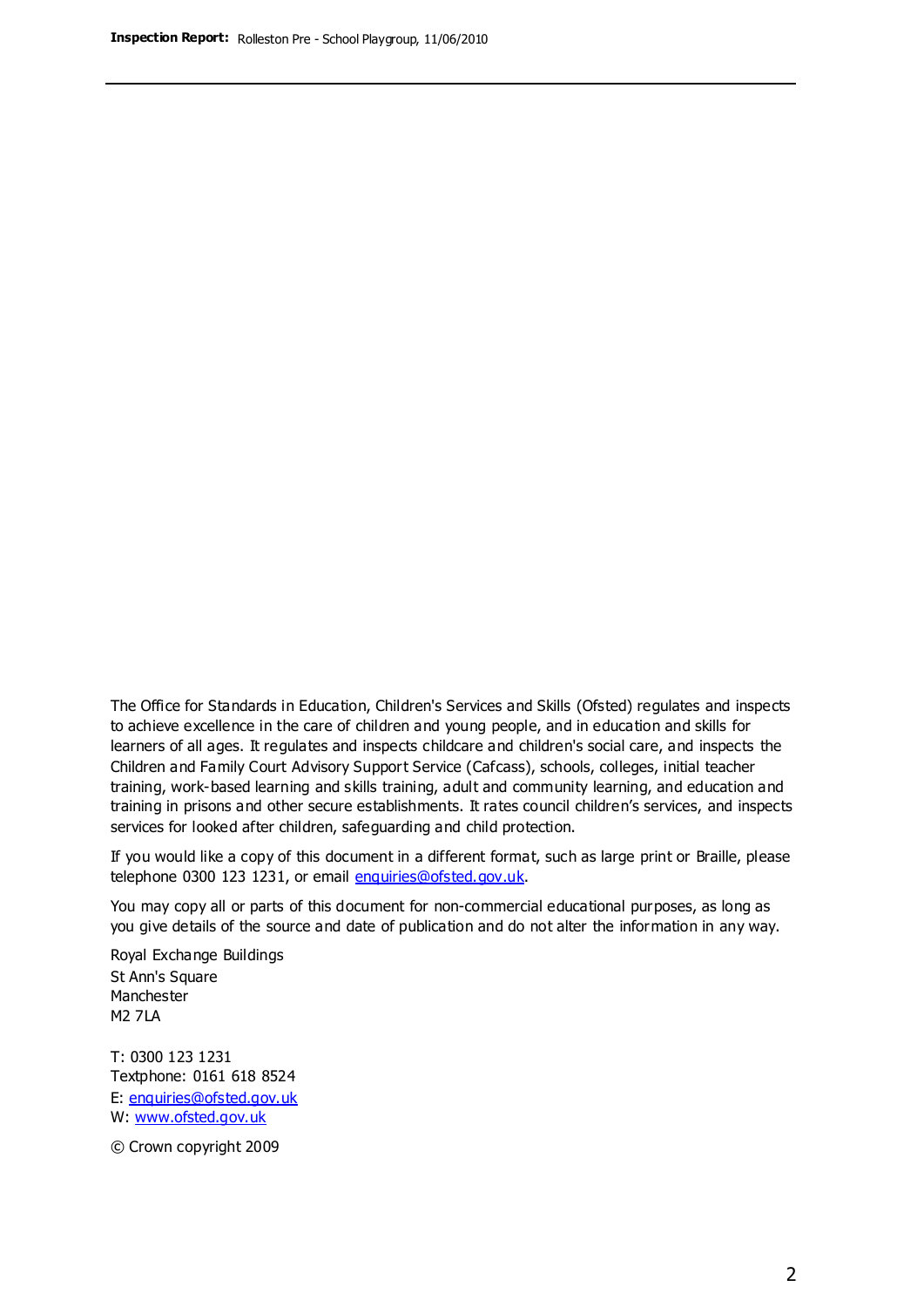The Office for Standards in Education, Children's Services and Skills (Ofsted) regulates and inspects to achieve excellence in the care of children and young people, and in education and skills for learners of all ages. It regulates and inspects childcare and children's social care, and inspects the Children and Family Court Advisory Support Service (Cafcass), schools, colleges, initial teacher training, work-based learning and skills training, adult and community learning, and education and training in prisons and other secure establishments. It rates council children's services, and inspects services for looked after children, safeguarding and child protection.

If you would like a copy of this document in a different format, such as large print or Braille, please telephone 0300 123 1231, or email enquiries@ofsted.gov.uk.

You may copy all or parts of this document for non-commercial educational purposes, as long as you give details of the source and date of publication and do not alter the information in any way.

Royal Exchange Buildings
St Ann's Square
Manchester
M2 7LA

T: 0300 123 1231
Textphone: 0161 618 8524
E: enquiries@ofsted.gov.uk
W: www.ofsted.gov.uk

© Crown copyright 2009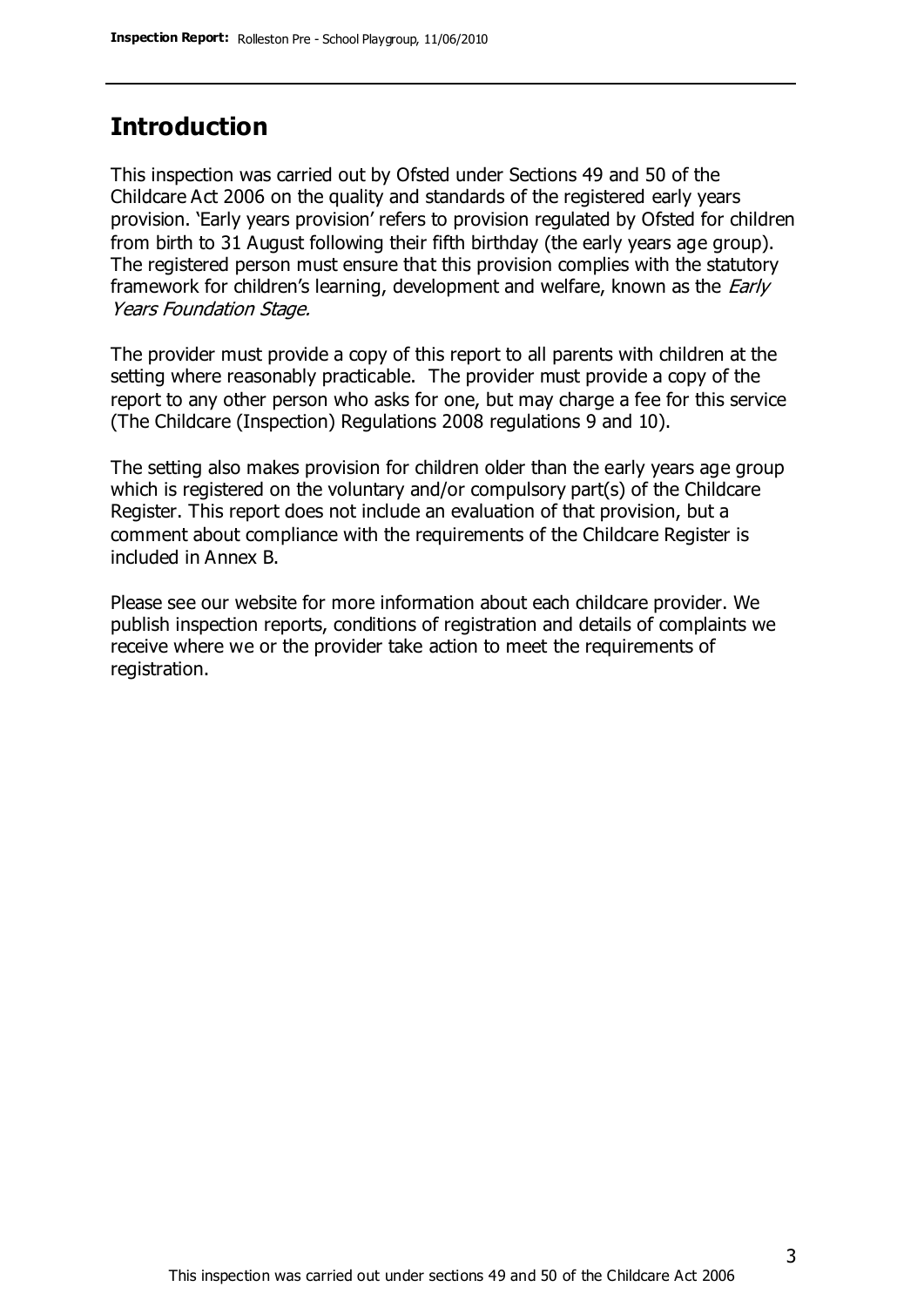## Introduction

This inspection was carried out by Ofsted under Sections 49 and 50 of the Childcare Act 2006 on the quality and standards of the registered early years provision. 'Early years provision' refers to provision regulated by Ofsted for children from birth to 31 August following their fifth birthday (the early years age group). The registered person must ensure that this provision complies with the statutory framework for children's learning, development and welfare, known as the *Early Years Foundation Stage.*

The provider must provide a copy of this report to all parents with children at the setting where reasonably practicable. The provider must provide a copy of the report to any other person who asks for one, but may charge a fee for this service (The Childcare (Inspection) Regulations 2008 regulations 9 and 10).

The setting also makes provision for children older than the early years age group which is registered on the voluntary and/or compulsory part(s) of the Childcare Register. This report does not include an evaluation of that provision, but a comment about compliance with the requirements of the Childcare Register is included in Annex B.

Please see our website for more information about each childcare provider. We publish inspection reports, conditions of registration and details of complaints we receive where we or the provider take action to meet the requirements of registration.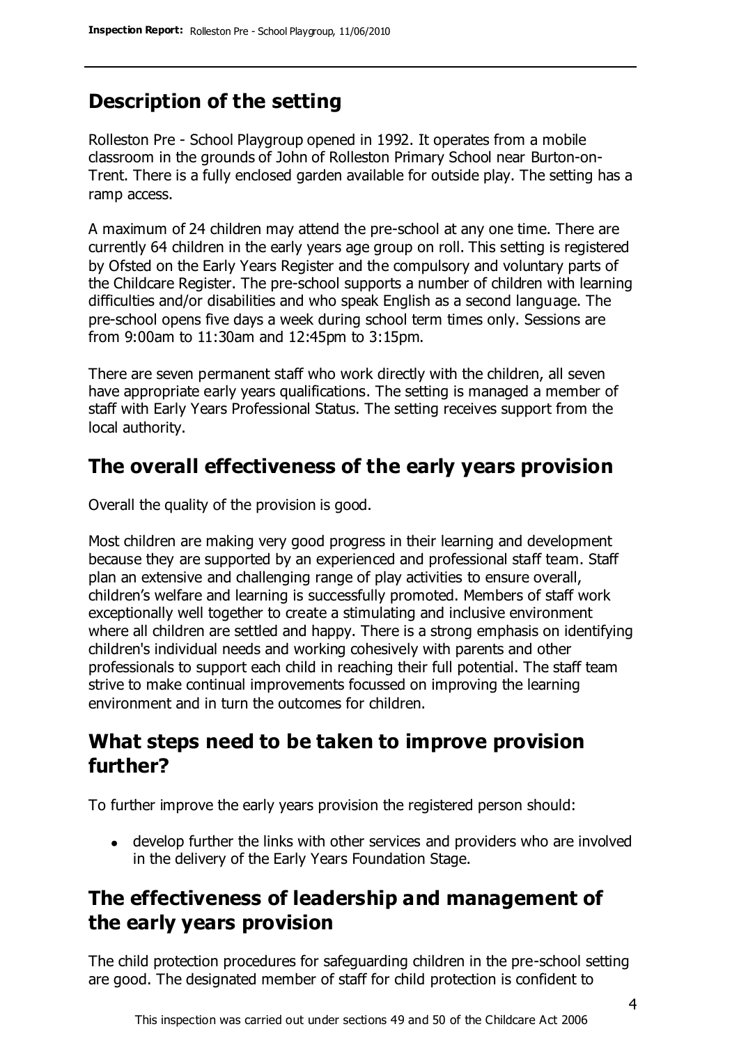## Description of the setting

Rolleston Pre - School Playgroup opened in 1992. It operates from a mobile classroom in the grounds of John of Rolleston Primary School near Burton-on-Trent. There is a fully enclosed garden available for outside play. The setting has a ramp access.

A maximum of 24 children may attend the pre-school at any one time. There are currently 64 children in the early years age group on roll. This setting is registered by Ofsted on the Early Years Register and the compulsory and voluntary parts of the Childcare Register. The pre-school supports a number of children with learning difficulties and/or disabilities and who speak English as a second language. The pre-school opens five days a week during school term times only. Sessions are from 9:00am to 11:30am and 12:45pm to 3:15pm.

There are seven permanent staff who work directly with the children, all seven have appropriate early years qualifications. The setting is managed a member of staff with Early Years Professional Status. The setting receives support from the local authority.

## The overall effectiveness of the early years provision

Overall the quality of the provision is good.

Most children are making very good progress in their learning and development because they are supported by an experienced and professional staff team. Staff plan an extensive and challenging range of play activities to ensure overall, children's welfare and learning is successfully promoted. Members of staff work exceptionally well together to create a stimulating and inclusive environment where all children are settled and happy. There is a strong emphasis on identifying children's individual needs and working cohesively with parents and other professionals to support each child in reaching their full potential. The staff team strive to make continual improvements focussed on improving the learning environment and in turn the outcomes for children.

## What steps need to be taken to improve provision further?

To further improve the early years provision the registered person should:

- develop further the links with other services and providers who are involved in the delivery of the Early Years Foundation Stage.

## The effectiveness of leadership and management of the early years provision

The child protection procedures for safeguarding children in the pre-school setting are good. The designated member of staff for child protection is confident to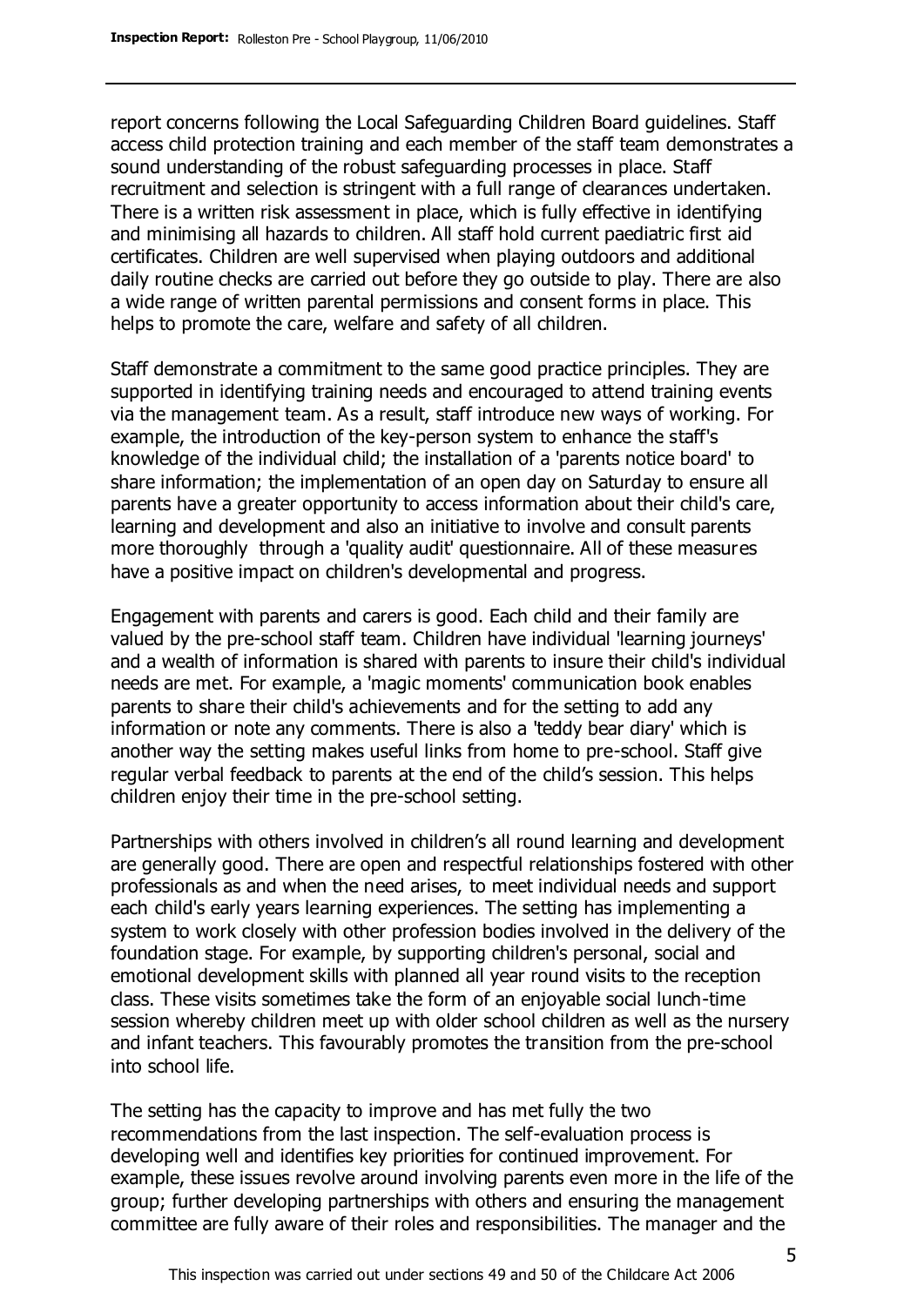report concerns following the Local Safeguarding Children Board guidelines. Staff access child protection training and each member of the staff team demonstrates a sound understanding of the robust safeguarding processes in place. Staff recruitment and selection is stringent with a full range of clearances undertaken. There is a written risk assessment in place, which is fully effective in identifying and minimising all hazards to children. All staff hold current paediatric first aid certificates. Children are well supervised when playing outdoors and additional daily routine checks are carried out before they go outside to play. There are also a wide range of written parental permissions and consent forms in place. This helps to promote the care, welfare and safety of all children.

Staff demonstrate a commitment to the same good practice principles. They are supported in identifying training needs and encouraged to attend training events via the management team. As a result, staff introduce new ways of working. For example, the introduction of the key-person system to enhance the staff's knowledge of the individual child; the installation of a 'parents notice board' to share information; the implementation of an open day on Saturday to ensure all parents have a greater opportunity to access information about their child's care, learning and development and also an initiative to involve and consult parents more thoroughly through a 'quality audit' questionnaire. All of these measures have a positive impact on children's developmental and progress.

Engagement with parents and carers is good. Each child and their family are valued by the pre-school staff team. Children have individual 'learning journeys' and a wealth of information is shared with parents to insure their child's individual needs are met. For example, a 'magic moments' communication book enables parents to share their child's achievements and for the setting to add any information or note any comments. There is also a 'teddy bear diary' which is another way the setting makes useful links from home to pre-school. Staff give regular verbal feedback to parents at the end of the child's session. This helps children enjoy their time in the pre-school setting.

Partnerships with others involved in children's all round learning and development are generally good. There are open and respectful relationships fostered with other professionals as and when the need arises, to meet individual needs and support each child's early years learning experiences. The setting has implementing a system to work closely with other profession bodies involved in the delivery of the foundation stage. For example, by supporting children's personal, social and emotional development skills with planned all year round visits to the reception class. These visits sometimes take the form of an enjoyable social lunch-time session whereby children meet up with older school children as well as the nursery and infant teachers. This favourably promotes the transition from the pre-school into school life.

The setting has the capacity to improve and has met fully the two recommendations from the last inspection. The self-evaluation process is developing well and identifies key priorities for continued improvement. For example, these issues revolve around involving parents even more in the life of the group; further developing partnerships with others and ensuring the management committee are fully aware of their roles and responsibilities. The manager and the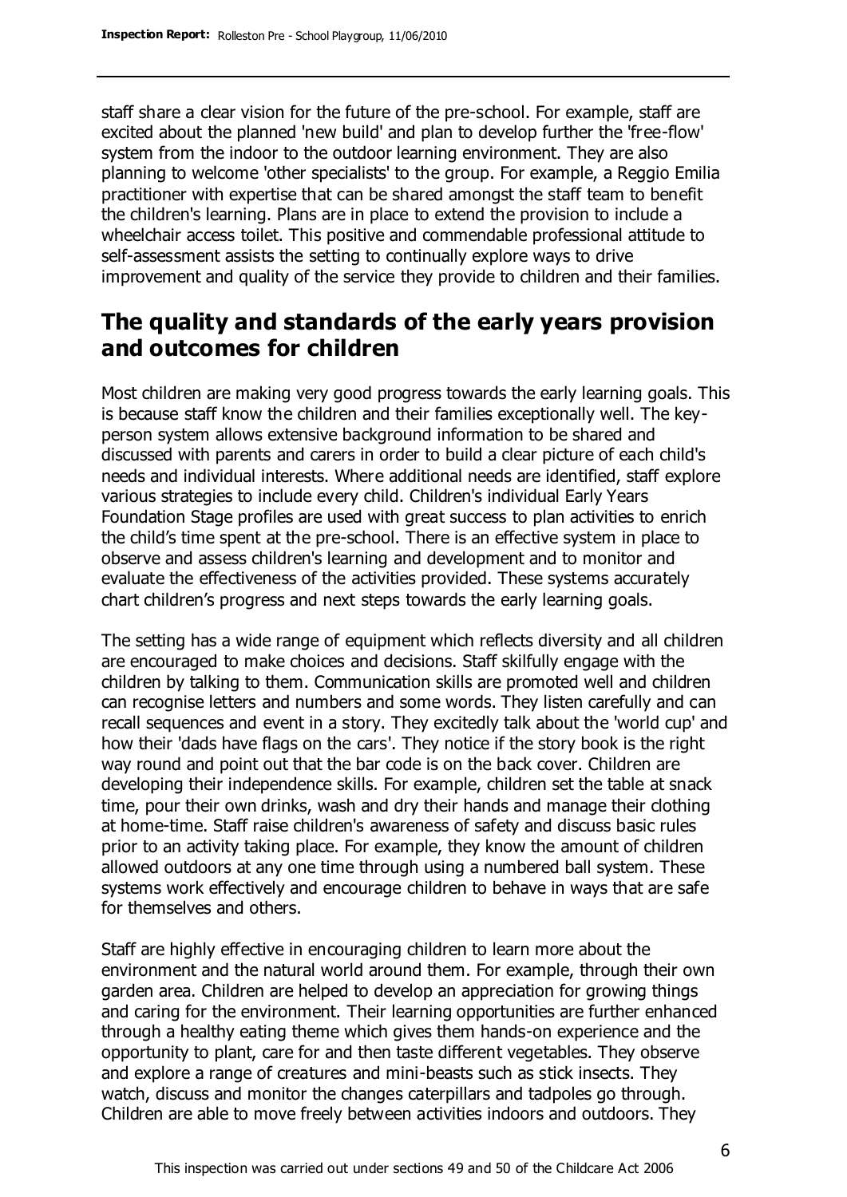staff share a clear vision for the future of the pre-school. For example, staff are excited about the planned 'new build' and plan to develop further the 'free-flow' system from the indoor to the outdoor learning environment. They are also planning to welcome 'other specialists' to the group. For example, a Reggio Emilia practitioner with expertise that can be shared amongst the staff team to benefit the children's learning. Plans are in place to extend the provision to include a wheelchair access toilet. This positive and commendable professional attitude to self-assessment assists the setting to continually explore ways to drive improvement and quality of the service they provide to children and their families.

## The quality and standards of the early years provision and outcomes for children

Most children are making very good progress towards the early learning goals. This is because staff know the children and their families exceptionally well. The key-person system allows extensive background information to be shared and discussed with parents and carers in order to build a clear picture of each child's needs and individual interests. Where additional needs are identified, staff explore various strategies to include every child. Children's individual Early Years Foundation Stage profiles are used with great success to plan activities to enrich the child's time spent at the pre-school. There is an effective system in place to observe and assess children's learning and development and to monitor and evaluate the effectiveness of the activities provided. These systems accurately chart children's progress and next steps towards the early learning goals.

The setting has a wide range of equipment which reflects diversity and all children are encouraged to make choices and decisions. Staff skilfully engage with the children by talking to them. Communication skills are promoted well and children can recognise letters and numbers and some words. They listen carefully and can recall sequences and event in a story. They excitedly talk about the 'world cup' and how their 'dads have flags on the cars'. They notice if the story book is the right way round and point out that the bar code is on the back cover. Children are developing their independence skills. For example, children set the table at snack time, pour their own drinks, wash and dry their hands and manage their clothing at home-time. Staff raise children's awareness of safety and discuss basic rules prior to an activity taking place. For example, they know the amount of children allowed outdoors at any one time through using a numbered ball system. These systems work effectively and encourage children to behave in ways that are safe for themselves and others.

Staff are highly effective in encouraging children to learn more about the environment and the natural world around them. For example, through their own garden area. Children are helped to develop an appreciation for growing things and caring for the environment. Their learning opportunities are further enhanced through a healthy eating theme which gives them hands-on experience and the opportunity to plant, care for and then taste different vegetables. They observe and explore a range of creatures and mini-beasts such as stick insects. They watch, discuss and monitor the changes caterpillars and tadpoles go through. Children are able to move freely between activities indoors and outdoors. They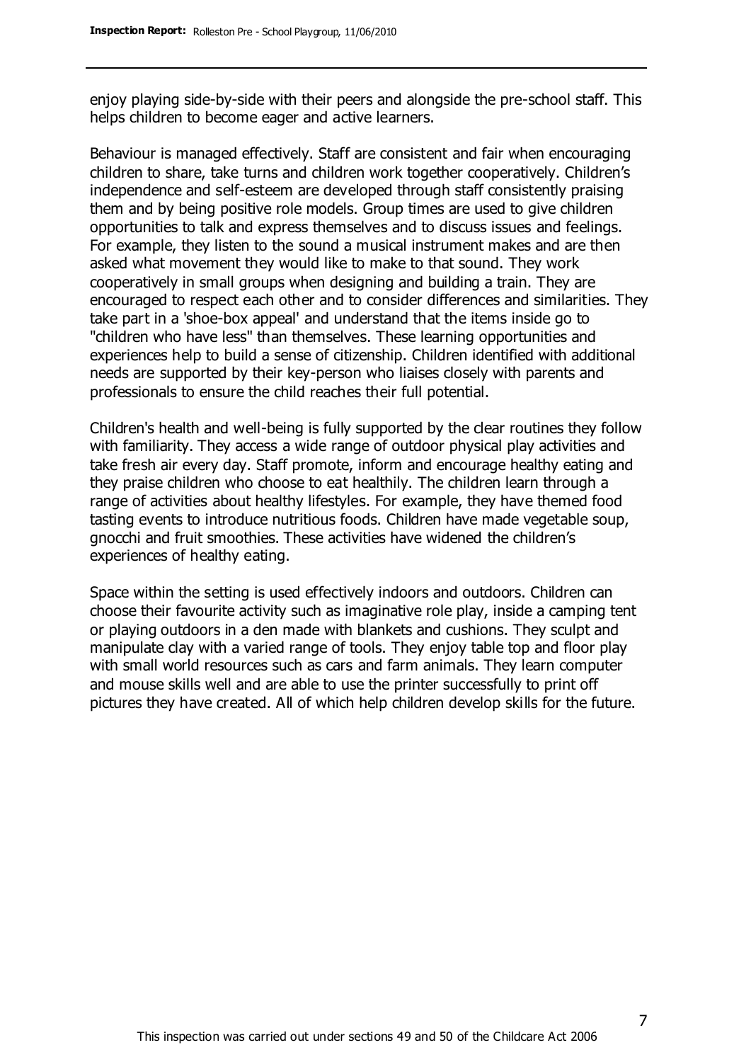enjoy playing side-by-side with their peers and alongside the pre-school staff. This helps children to become eager and active learners.

Behaviour is managed effectively. Staff are consistent and fair when encouraging children to share, take turns and children work together cooperatively. Children's independence and self-esteem are developed through staff consistently praising them and by being positive role models. Group times are used to give children opportunities to talk and express themselves and to discuss issues and feelings. For example, they listen to the sound a musical instrument makes and are then asked what movement they would like to make to that sound. They work cooperatively in small groups when designing and building a train. They are encouraged to respect each other and to consider differences and similarities. They take part in a 'shoe-box appeal' and understand that the items inside go to "children who have less" than themselves. These learning opportunities and experiences help to build a sense of citizenship. Children identified with additional needs are supported by their key-person who liaises closely with parents and professionals to ensure the child reaches their full potential.

Children's health and well-being is fully supported by the clear routines they follow with familiarity. They access a wide range of outdoor physical play activities and take fresh air every day. Staff promote, inform and encourage healthy eating and they praise children who choose to eat healthily. The children learn through a range of activities about healthy lifestyles. For example, they have themed food tasting events to introduce nutritious foods. Children have made vegetable soup, gnocchi and fruit smoothies. These activities have widened the children's experiences of healthy eating.

Space within the setting is used effectively indoors and outdoors. Children can choose their favourite activity such as imaginative role play, inside a camping tent or playing outdoors in a den made with blankets and cushions. They sculpt and manipulate clay with a varied range of tools. They enjoy table top and floor play with small world resources such as cars and farm animals. They learn computer and mouse skills well and are able to use the printer successfully to print off pictures they have created. All of which help children develop skills for the future.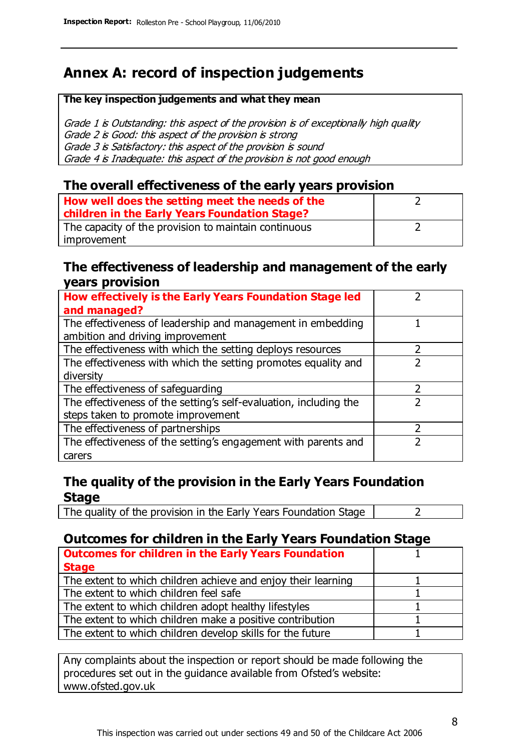# Annex A: record of inspection judgements

**The key inspection judgements and what they mean**

*Grade 1 is Outstanding: this aspect of the provision is of exceptionally high quality*
*Grade 2 is Good: this aspect of the provision is strong*
*Grade 3 is Satisfactory: this aspect of the provision is sound*
*Grade 4 is Inadequate: this aspect of the provision is not good enough*

## The overall effectiveness of the early years provision

| | |
|---|---|
| **How well does the setting meet the needs of the children in the Early Years Foundation Stage?** | 2 |
| The capacity of the provision to maintain continuous improvement | 2 |

## The effectiveness of leadership and management of the early years provision

| | |
|---|---|
| **How effectively is the Early Years Foundation Stage led and managed?** | 2 |
| The effectiveness of leadership and management in embedding ambition and driving improvement | 1 |
| The effectiveness with which the setting deploys resources | 2 |
| The effectiveness with which the setting promotes equality and diversity | 2 |
| The effectiveness of safeguarding | 2 |
| The effectiveness of the setting's self-evaluation, including the steps taken to promote improvement | 2 |
| The effectiveness of partnerships | 2 |
| The effectiveness of the setting's engagement with parents and carers | 2 |

## The quality of the provision in the Early Years Foundation Stage

| | |
|---|---|
| The quality of the provision in the Early Years Foundation Stage | 2 |

## Outcomes for children in the Early Years Foundation Stage

| | |
|---|---|
| **Outcomes for children in the Early Years Foundation Stage** | 1 |
| The extent to which children achieve and enjoy their learning | 1 |
| The extent to which children feel safe | 1 |
| The extent to which children adopt healthy lifestyles | 1 |
| The extent to which children make a positive contribution | 1 |
| The extent to which children develop skills for the future | 1 |

Any complaints about the inspection or report should be made following the procedures set out in the guidance available from Ofsted's website: www.ofsted.gov.uk

This inspection was carried out under sections 49 and 50 of the Childcare Act 2006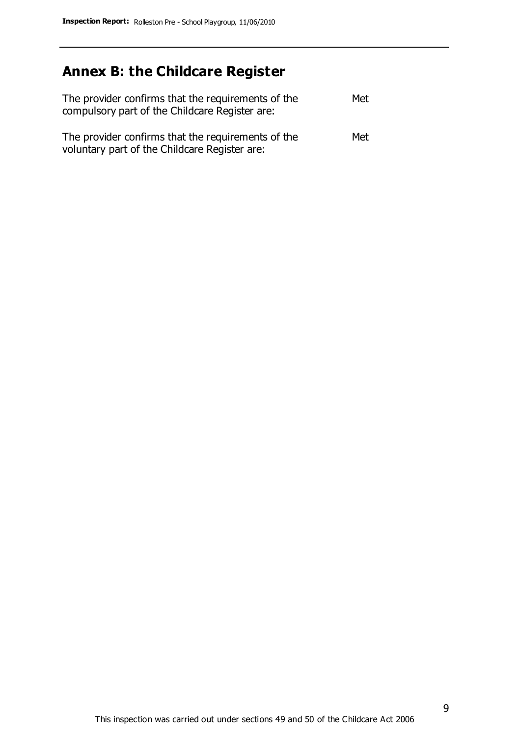## Annex B: the Childcare Register

| | |
|---|---|
| The provider confirms that the requirements of the compulsory part of the Childcare Register are: | Met |
| The provider confirms that the requirements of the voluntary part of the Childcare Register are: | Met |

This inspection was carried out under sections 49 and 50 of the Childcare Act 2006